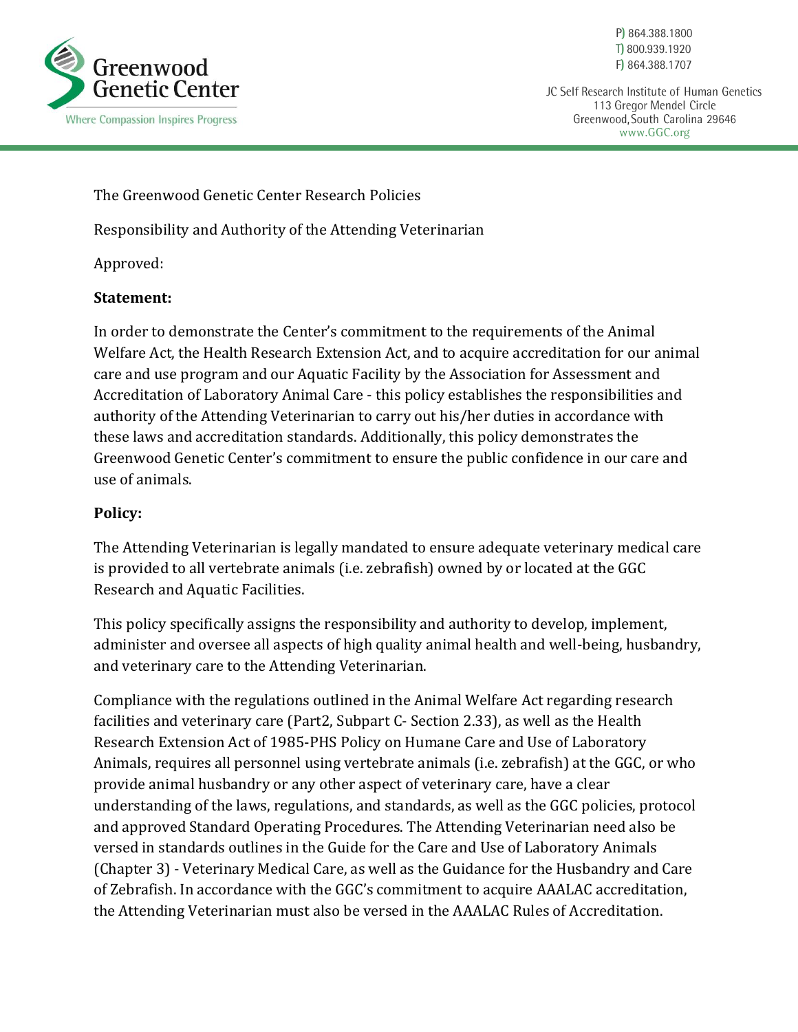Greenwood Genetic Center

Where Compassion Inspires Progress

P) 864.388.1800
T) 800.939.1920
F) 864.388.1707

JC Self Research Institute of Human Genetics
113 Gregor Mendel Circle
Greenwood, South Carolina 29646
www.GGC.org

The Greenwood Genetic Center Research Policies

Responsibility and Authority of the Attending Veterinarian

Approved:

**Statement:**

In order to demonstrate the Center's commitment to the requirements of the Animal Welfare Act, the Health Research Extension Act, and to acquire accreditation for our animal care and use program and our Aquatic Facility by the Association for Assessment and Accreditation of Laboratory Animal Care - this policy establishes the responsibilities and authority of the Attending Veterinarian to carry out his/her duties in accordance with these laws and accreditation standards. Additionally, this policy demonstrates the Greenwood Genetic Center's commitment to ensure the public confidence in our care and use of animals.

**Policy:**

The Attending Veterinarian is legally mandated to ensure adequate veterinary medical care is provided to all vertebrate animals (i.e. zebrafish) owned by or located at the GGC Research and Aquatic Facilities.

This policy specifically assigns the responsibility and authority to develop, implement, administer and oversee all aspects of high quality animal health and well-being, husbandry, and veterinary care to the Attending Veterinarian.

Compliance with the regulations outlined in the Animal Welfare Act regarding research facilities and veterinary care (Part2, Subpart C- Section 2.33), as well as the Health Research Extension Act of 1985-PHS Policy on Humane Care and Use of Laboratory Animals, requires all personnel using vertebrate animals (i.e. zebrafish) at the GGC, or who provide animal husbandry or any other aspect of veterinary care, have a clear understanding of the laws, regulations, and standards, as well as the GGC policies, protocol and approved Standard Operating Procedures. The Attending Veterinarian need also be versed in standards outlines in the Guide for the Care and Use of Laboratory Animals (Chapter 3) - Veterinary Medical Care, as well as the Guidance for the Husbandry and Care of Zebrafish. In accordance with the GGC's commitment to acquire AAALAC accreditation, the Attending Veterinarian must also be versed in the AAALAC Rules of Accreditation.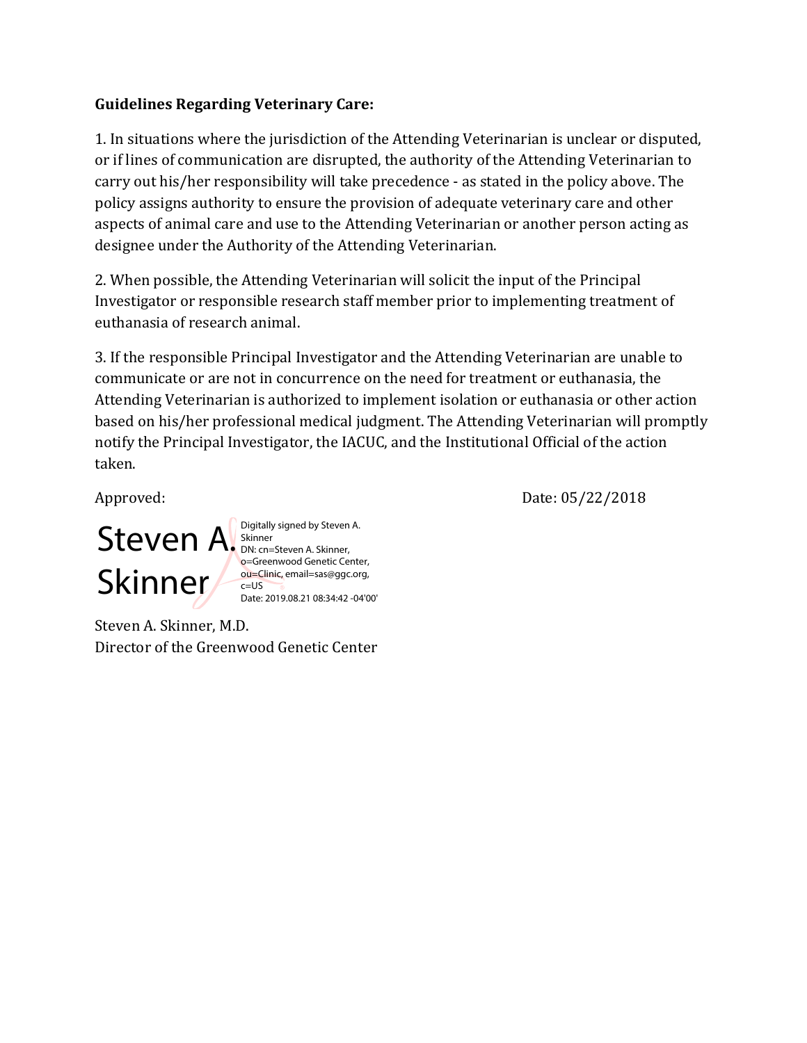**Guidelines Regarding Veterinary Care:**

1. In situations where the jurisdiction of the Attending Veterinarian is unclear or disputed, or if lines of communication are disrupted, the authority of the Attending Veterinarian to carry out his/her responsibility will take precedence - as stated in the policy above. The policy assigns authority to ensure the provision of adequate veterinary care and other aspects of animal care and use to the Attending Veterinarian or another person acting as designee under the Authority of the Attending Veterinarian.

2. When possible, the Attending Veterinarian will solicit the input of the Principal Investigator or responsible research staff member prior to implementing treatment of euthanasia of research animal.

3. If the responsible Principal Investigator and the Attending Veterinarian are unable to communicate or are not in concurrence on the need for treatment or euthanasia, the Attending Veterinarian is authorized to implement isolation or euthanasia or other action based on his/her professional medical judgment. The Attending Veterinarian will promptly notify the Principal Investigator, the IACUC, and the Institutional Official of the action taken.

Approved: Date: 05/22/2018

Steven A. Skinner

Digitally signed by Steven A. Skinner
DN: cn=Steven A. Skinner, o=Greenwood Genetic Center, ou=Clinic, email=sas@ggc.org, c=US
Date: 2019.08.21 08:34:42 -04'00'

Steven A. Skinner, M.D.
Director of the Greenwood Genetic Center